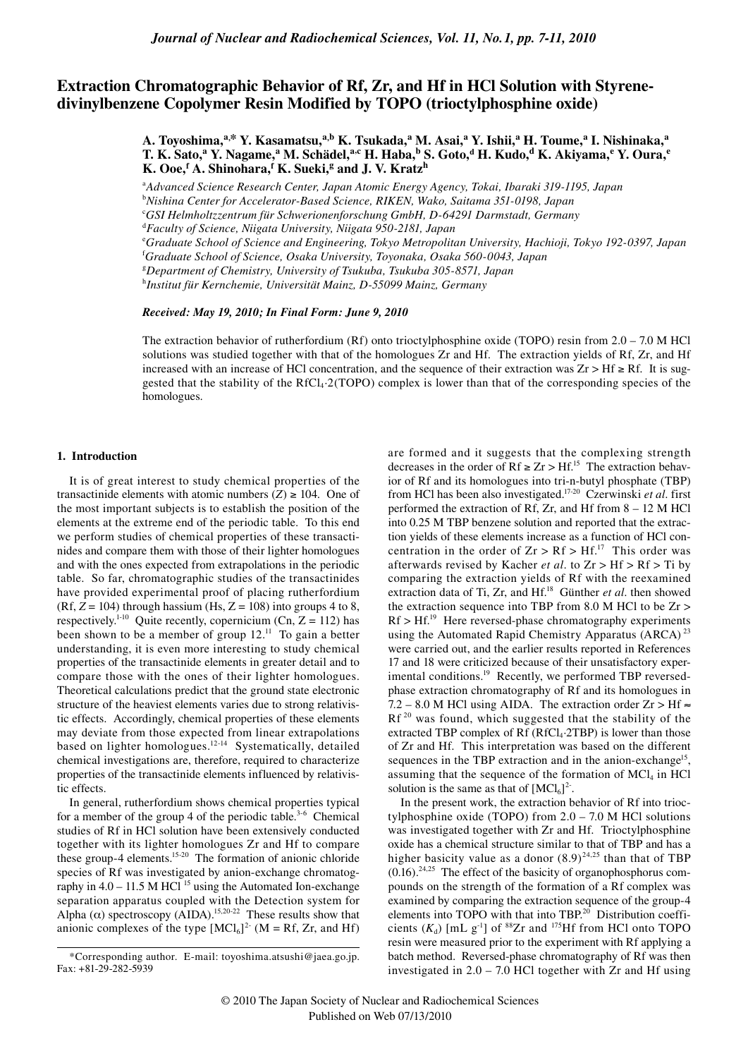# Extraction Chromatographic Behavior of Rf, Zr, and Hf in HCl Solution with Styrene-divinylbenzene Copolymer Resin Modified by TOPO (trioctylphosphine oxide)

**A. Toyoshima,[a,*] Y. Kasamatsu,[a,b] K. Tsukada,[a] M. Asai,[a] Y. Ishii,[a] H. Toume,[a] I. Nishinaka,[a] T. K. Sato,[a] Y. Nagame,[a] M. Schädel,[a,c] H. Haba,[b] S. Goto,[d] H. Kudo,[d] K. Akiyama,[e] Y. Oura,[e] K. Ooe,[f] A. Shinohara,[f] K. Sueki,[g] and J. V. Kratz[h]**

[a]*Advanced Science Research Center, Japan Atomic Energy Agency, Tokai, Ibaraki 319-1195, Japan*
[b]*Nishina Center for Accelerator-Based Science, RIKEN, Wako, Saitama 351-0198, Japan*
[c]*GSI Helmholtzzentrum für Schwerionenforschung GmbH, D-64291 Darmstadt, Germany*
[d]*Faculty of Science, Niigata University, Niigata 950-2181, Japan*
[e]*Graduate School of Science and Engineering, Tokyo Metropolitan University, Hachioji, Tokyo 192-0397, Japan*
[f]*Graduate School of Science, Osaka University, Toyonaka, Osaka 560-0043, Japan*
[g]*Department of Chemistry, University of Tsukuba, Tsukuba 305-8571, Japan*
[h]*Institut für Kernchemie, Universität Mainz, D-55099 Mainz, Germany*

***Received: May 19, 2010; In Final Form: June 9, 2010***

The extraction behavior of rutherfordium (Rf) onto trioctylphosphine oxide (TOPO) resin from 2.0 – 7.0 M HCl solutions was studied together with that of the homologues Zr and Hf. The extraction yields of Rf, Zr, and Hf increased with an increase of HCl concentration, and the sequence of their extraction was Zr > Hf ≥ Rf. It is suggested that the stability of the $RfCl_4·2(TOPO)$ complex is lower than that of the corresponding species of the homologues.

## 1. Introduction

It is of great interest to study chemical properties of the transactinide elements with atomic numbers ($Z$) ≥ 104. One of the most important subjects is to establish the position of the elements at the extreme end of the periodic table. To this end we perform studies of chemical properties of these transactinides and compare them with those of their lighter homologues and with the ones expected from extrapolations in the periodic table. So far, chromatographic studies of the transactinides have provided experimental proof of placing rutherfordium (Rf, $Z = 104$) through hassium (Hs, $Z = 108$) into groups 4 to 8, respectively.[1-10] Quite recently, copernicium (Cn, $Z = 112$) has been shown to be a member of group 12.[11] To gain a better understanding, it is even more interesting to study chemical properties of the transactinide elements in greater detail and to compare those with the ones of their lighter homologues. Theoretical calculations predict that the ground state electronic structure of the heaviest elements varies due to strong relativistic effects. Accordingly, chemical properties of these elements may deviate from those expected from linear extrapolations based on lighter homologues.[12-14] Systematically, detailed chemical investigations are, therefore, required to characterize properties of the transactinide elements influenced by relativistic effects.

In general, rutherfordium shows chemical properties typical for a member of the group 4 of the periodic table.[3-6] Chemical studies of Rf in HCl solution have been extensively conducted together with its lighter homologues Zr and Hf to compare these group-4 elements.[15-20] The formation of anionic chloride species of Rf was investigated by anion-exchange chromatography in 4.0 – 11.5 M HCl [15] using the Automated Ion-exchange separation apparatus coupled with the Detection system for Alpha (α) spectroscopy (AIDA).[15,20-22] These results show that anionic complexes of the type $[MCl_6]^{2-}$ (M = Rf, Zr, and Hf) are formed and it suggests that the complexing strength decreases in the order of Rf ≥ Zr > Hf.[15] The extraction behavior of Rf and its homologues into tri-n-butyl phosphate (TBP) from HCl has been also investigated.[17-20] Czerwinski *et al.* first performed the extraction of Rf, Zr, and Hf from 8 – 12 M HCl into 0.25 M TBP benzene solution and reported that the extraction yields of these elements increase as a function of HCl concentration in the order of Zr > Rf > Hf.[17] This order was afterwards revised by Kacher *et al.* to Zr > Hf > Rf > Ti by comparing the extraction yields of Rf with the reexamined extraction data of Ti, Zr, and Hf.[18] Günther *et al.* then showed the extraction sequence into TBP from 8.0 M HCl to be Zr > Rf > Hf.[19] Here reversed-phase chromatography experiments using the Automated Rapid Chemistry Apparatus (ARCA) [23] were carried out, and the earlier results reported in References 17 and 18 were criticized because of their unsatisfactory experimental conditions.[19] Recently, we performed TBP reversed-phase extraction chromatography of Rf and its homologues in 7.2 – 8.0 M HCl using AIDA. The extraction order Zr > Hf ≈ Rf [20] was found, which suggested that the stability of the extracted TBP complex of Rf ($RfCl_4·2TBP$) is lower than those of Zr and Hf. This interpretation was based on the different sequences in the TBP extraction and in the anion-exchange[15], assuming that the sequence of the formation of $MCl_4$ in HCl solution is the same as that of $[MCl_6]^{2-}$.

In the present work, the extraction behavior of Rf into trioctylphosphine oxide (TOPO) from 2.0 – 7.0 M HCl solutions was investigated together with Zr and Hf. Trioctylphosphine oxide has a chemical structure similar to that of TBP and has a higher basicity value as a donor (8.9)[24,25] than that of TBP (0.16).[24,25] The effect of the basicity of organophosphorus compounds on the strength of the formation of a Rf complex was examined by comparing the extraction sequence of the group-4 elements into TOPO with that into TBP.[20] Distribution coefficients ($K_d$) [mL g$^{-1}$] of $^{88}$Zr and $^{175}$Hf from HCl onto TOPO resin were measured prior to the experiment with Rf applying a batch method. Reversed-phase chromatography of Rf was then investigated in 2.0 – 7.0 HCl together with Zr and Hf using

\*Corresponding author. E-mail: toyoshima.atsushi@jaea.go.jp. Fax: +81-29-282-5939

© 2010 The Japan Society of Nuclear and Radiochemical Sciences
Published on Web 07/13/2010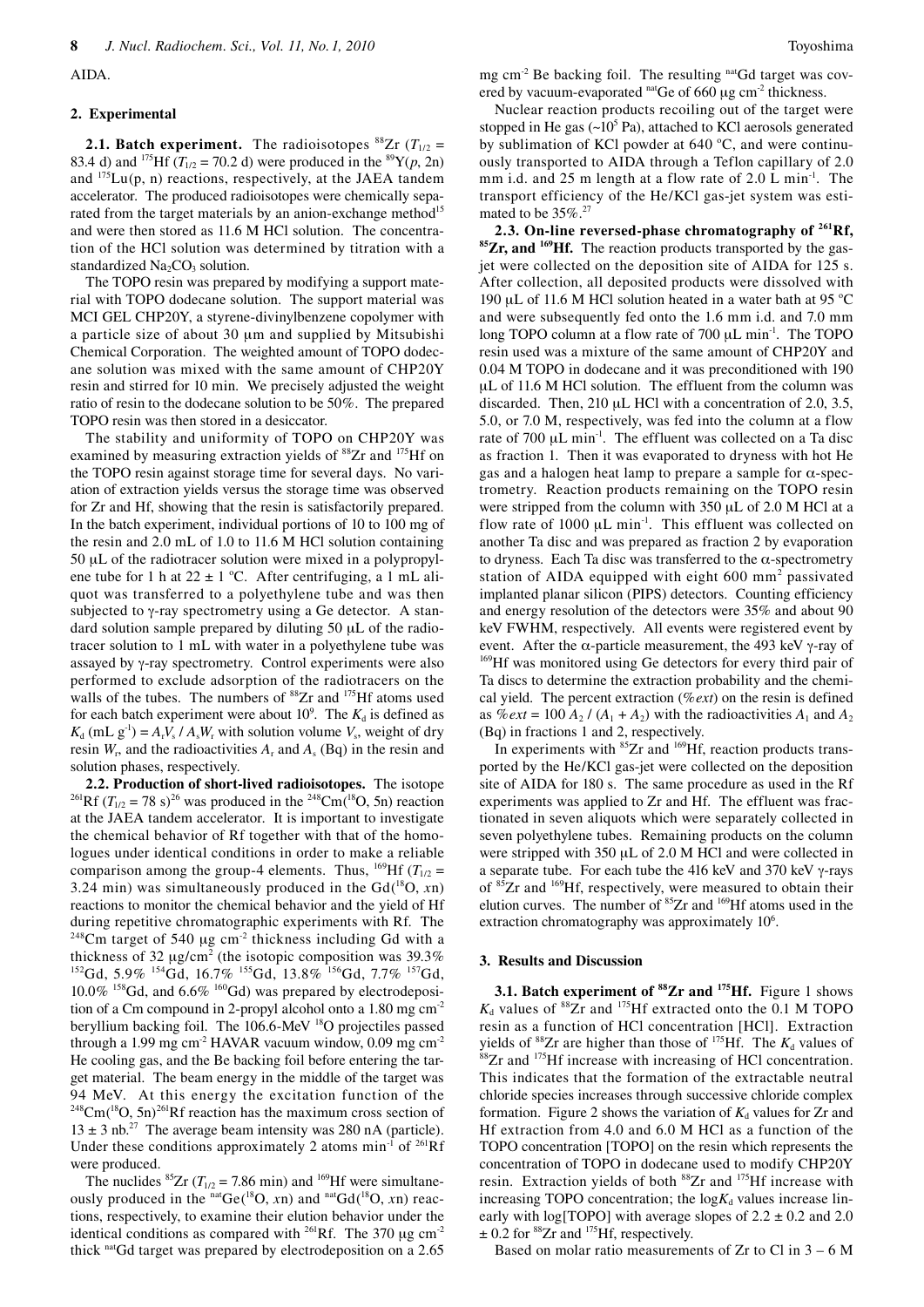AIDA.

## 2. Experimental

**2.1. Batch experiment.** The radioisotopes $^{88}$Zr ($T_{1/2}$ = 83.4 d) and $^{175}$Hf ($T_{1/2}$ = 70.2 d) were produced in the $^{89}$Y(*p*, 2n) and $^{175}$Lu(p, n) reactions, respectively, at the JAEA tandem accelerator. The produced radioisotopes were chemically separated from the target materials by an anion-exchange method[15] and were then stored as 11.6 M HCl solution. The concentration of the HCl solution was determined by titration with a standardized $Na_2CO_3$ solution.

The TOPO resin was prepared by modifying a support material with TOPO dodecane solution. The support material was MCI GEL CHP20Y, a styrene-divinylbenzene copolymer with a particle size of about 30 μm and supplied by Mitsubishi Chemical Corporation. The weighted amount of TOPO dodecane solution was mixed with the same amount of CHP20Y resin and stirred for 10 min. We precisely adjusted the weight ratio of resin to the dodecane solution to be 50%. The prepared TOPO resin was then stored in a desiccator.

The stability and uniformity of TOPO on CHP20Y was examined by measuring extraction yields of $^{88}$Zr and $^{175}$Hf on the TOPO resin against storage time for several days. No variation of extraction yields versus the storage time was observed for Zr and Hf, showing that the resin is satisfactorily prepared. In the batch experiment, individual portions of 10 to 100 mg of the resin and 2.0 mL of 1.0 to 11.6 M HCl solution containing 50 μL of the radiotracer solution were mixed in a polypropylene tube for 1 h at 22 ± 1 ºC. After centrifuging, a 1 mL aliquot was transferred to a polyethylene tube and was then subjected to γ-ray spectrometry using a Ge detector. A standard solution sample prepared by diluting 50 μL of the radiotracer solution to 1 mL with water in a polyethylene tube was assayed by γ-ray spectrometry. Control experiments were also performed to exclude adsorption of the radiotracers on the walls of the tubes. The numbers of $^{88}$Zr and $^{175}$Hf atoms used for each batch experiment were about $10^9$. The $K_d$ is defined as $K_d$ (mL g$^{-1}$) = $A_rV_s$ / $A_sW_r$ with solution volume $V_s$, weight of dry resin $W_r$, and the radioactivities $A_r$ and $A_s$ (Bq) in the resin and solution phases, respectively.

**2.2. Production of short-lived radioisotopes.** The isotope $^{261}$Rf ($T_{1/2}$ = 78 s)[26] was produced in the $^{248}$Cm($^{18}$O, 5n) reaction at the JAEA tandem accelerator. It is important to investigate the chemical behavior of Rf together with that of the homologues under identical conditions in order to make a reliable comparison among the group-4 elements. Thus, $^{169}$Hf ($T_{1/2}$ = 3.24 min) was simultaneously produced in the Gd($^{18}$O, *x*n) reactions to monitor the chemical behavior and the yield of Hf during repetitive chromatographic experiments with Rf. The $^{248}$Cm target of 540 μg cm$^{-2}$ thickness including Gd with a thickness of 32 μg/cm$^2$ (the isotopic composition was 39.3% $^{152}$Gd, 5.9% $^{154}$Gd, 16.7% $^{155}$Gd, 13.8% $^{156}$Gd, 7.7% $^{157}$Gd, 10.0% $^{158}$Gd, and 6.6% $^{160}$Gd) was prepared by electrodeposition of a Cm compound in 2-propyl alcohol onto a 1.80 mg cm$^{-2}$ beryllium backing foil. The 106.6-MeV $^{18}$O projectiles passed through a 1.99 mg cm$^{-2}$ HAVAR vacuum window, 0.09 mg cm$^{-2}$ He cooling gas, and the Be backing foil before entering the target material. The beam energy in the middle of the target was 94 MeV. At this energy the excitation function of the $^{248}$Cm($^{18}$O, 5n)$^{261}$Rf reaction has the maximum cross section of 13 ± 3 nb.[27] The average beam intensity was 280 nA (particle). Under these conditions approximately 2 atoms min$^{-1}$ of $^{261}$Rf were produced.

The nuclides $^{85}$Zr ($T_{1/2}$ = 7.86 min) and $^{169}$Hf were simultaneously produced in the $^{nat}$Ge($^{18}$O, *x*n) and $^{nat}$Gd($^{18}$O, *x*n) reactions, respectively, to examine their elution behavior under the identical conditions as compared with $^{261}$Rf. The 370 μg cm$^{-2}$ thick $^{nat}$Gd target was prepared by electrodeposition on a 2.65 mg cm$^{-2}$ Be backing foil. The resulting $^{nat}$Gd target was covered by vacuum-evaporated $^{nat}$Ge of 660 μg cm$^{-2}$ thickness.

Nuclear reaction products recoiling out of the target were stopped in He gas (~$10^5$ Pa), attached to KCl aerosols generated by sublimation of KCl powder at 640 ºC, and were continuously transported to AIDA through a Teflon capillary of 2.0 mm i.d. and 25 m length at a flow rate of 2.0 L min$^{-1}$. The transport efficiency of the He/KCl gas-jet system was estimated to be 35%.[27]

**2.3. On-line reversed-phase chromatography of $^{261}$Rf, $^{85}$Zr, and $^{169}$Hf.** The reaction products transported by the gas-jet were collected on the deposition site of AIDA for 125 s. After collection, all deposited products were dissolved with 190 μL of 11.6 M HCl solution heated in a water bath at 95 ºC and were subsequently fed onto the 1.6 mm i.d. and 7.0 mm long TOPO column at a flow rate of 700 μL min$^{-1}$. The TOPO resin used was a mixture of the same amount of CHP20Y and 0.04 M TOPO in dodecane and it was preconditioned with 190 μL of 11.6 M HCl solution. The effluent from the column was discarded. Then, 210 μL HCl with a concentration of 2.0, 3.5, 5.0, or 7.0 M, respectively, was fed into the column at a flow rate of 700 μL min$^{-1}$. The effluent was collected on a Ta disc as fraction 1. Then it was evaporated to dryness with hot He gas and a halogen heat lamp to prepare a sample for α-spectrometry. Reaction products remaining on the TOPO resin were stripped from the column with 350 μL of 2.0 M HCl at a flow rate of 1000 μL min$^{-1}$. This effluent was collected on another Ta disc and was prepared as fraction 2 by evaporation to dryness. Each Ta disc was transferred to the α-spectrometry station of AIDA equipped with eight 600 mm$^2$ passivated implanted planar silicon (PIPS) detectors. Counting efficiency and energy resolution of the detectors were 35% and about 90 keV FWHM, respectively. All events were registered event by event. After the α-particle measurement, the 493 keV γ-ray of $^{169}$Hf was monitored using Ge detectors for every third pair of Ta discs to determine the extraction probability and the chemical yield. The percent extraction (%*ext*) on the resin is defined as %*ext* = 100 $A_2$ / ($A_1$ + $A_2$) with the radioactivities $A_1$ and $A_2$ (Bq) in fractions 1 and 2, respectively.

In experiments with $^{85}$Zr and $^{169}$Hf, reaction products transported by the He/KCl gas-jet were collected on the deposition site of AIDA for 180 s. The same procedure as used in the Rf experiments was applied to Zr and Hf. The effluent was fractionated in seven aliquots which were separately collected in seven polyethylene tubes. Remaining products on the column were stripped with 350 μL of 2.0 M HCl and were collected in a separate tube. For each tube the 416 keV and 370 keV γ-rays of $^{85}$Zr and $^{169}$Hf, respectively, were measured to obtain their elution curves. The number of $^{85}$Zr and $^{169}$Hf atoms used in the extraction chromatography was approximately $10^6$.

## 3. Results and Discussion

**3.1. Batch experiment of $^{88}$Zr and $^{175}$Hf.** Figure 1 shows $K_d$ values of $^{88}$Zr and $^{175}$Hf extracted onto the 0.1 M TOPO resin as a function of HCl concentration [HCl]. Extraction yields of $^{88}$Zr are higher than those of $^{175}$Hf. The $K_d$ values of $^{88}$Zr and $^{175}$Hf increase with increasing of HCl concentration. This indicates that the formation of the extractable neutral chloride species increases through successive chloride complex formation. Figure 2 shows the variation of $K_d$ values for Zr and Hf extraction from 4.0 and 6.0 M HCl as a function of the TOPO concentration [TOPO] on the resin which represents the concentration of TOPO in dodecane used to modify CHP20Y resin. Extraction yields of both $^{88}$Zr and $^{175}$Hf increase with increasing TOPO concentration; the log$K_d$ values increase linearly with log[TOPO] with average slopes of 2.2 ± 0.2 and 2.0 ± 0.2 for $^{88}$Zr and $^{175}$Hf, respectively.

Based on molar ratio measurements of Zr to Cl in 3 – 6 M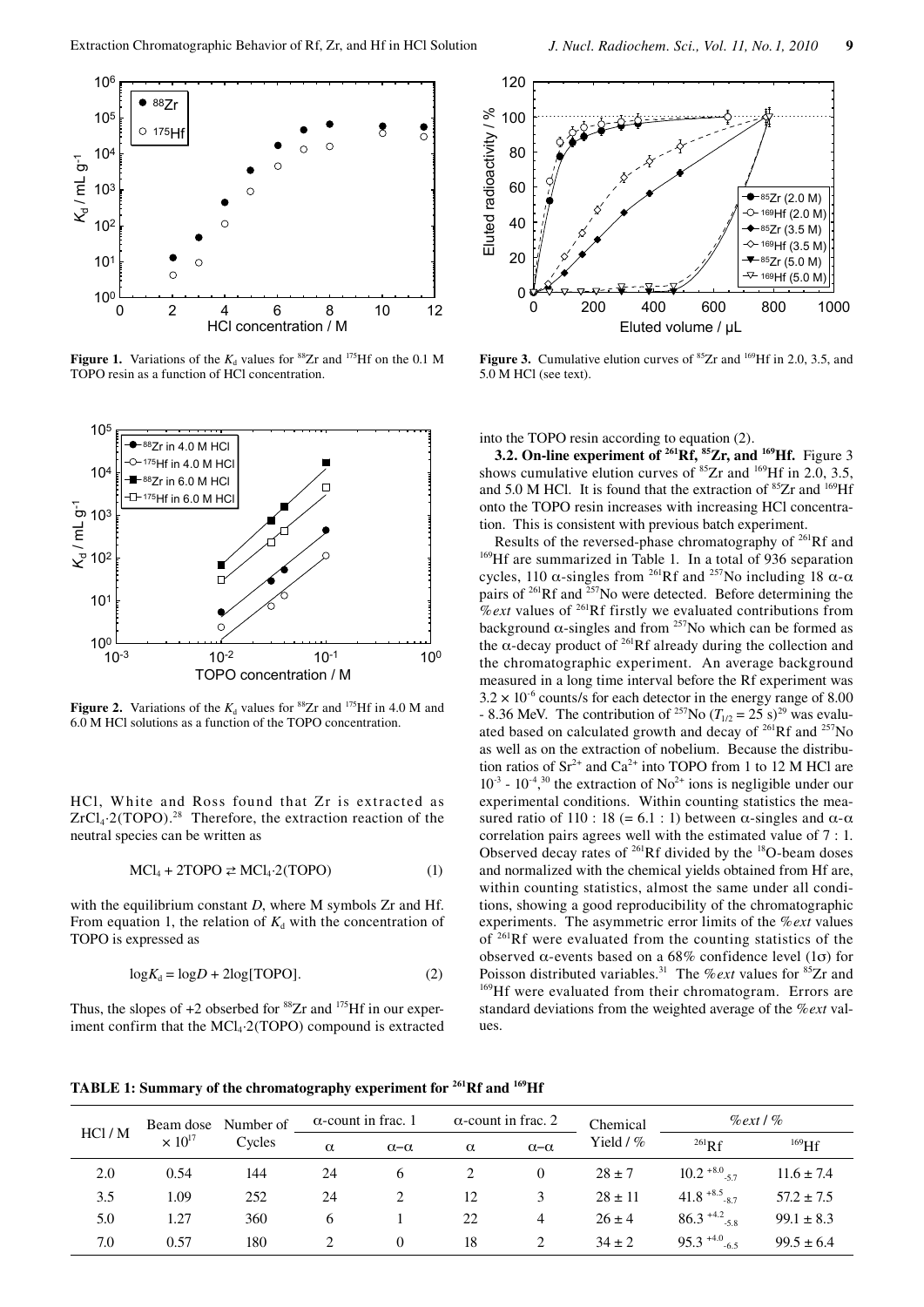$10^6$

$10^5$

$10^4$

$10^3$

$10^2$

$10^1$

$10^0$

$K_d$ / mL g$^{-1}$

● $^{88}$Zr

○ $^{175}$Hf

0 2 4 6 8 10 12

HCl concentration / M

**Figure 1.** Variations of the $K_d$ values for $^{88}$Zr and $^{175}$Hf on the 0.1 M TOPO resin as a function of HCl concentration.

$10^5$

$10^4$

$10^3$

$10^2$

$10^1$

$10^0$

$K_d$ / mL g$^{-1}$

$^{88}$Zr in 4.0 M HCl

$^{175}$Hf in 4.0 M HCl

$^{88}$Zr in 6.0 M HCl

$^{175}$Hf in 6.0 M HCl

$10^{-3}$ $10^{-2}$ $10^{-1}$ $10^0$

TOPO concentration / M

**Figure 2.** Variations of the $K_d$ values for $^{88}$Zr and $^{175}$Hf in 4.0 M and 6.0 M HCl solutions as a function of the TOPO concentration.

HCl, White and Ross found that Zr is extracted as $ZrCl_4 \cdot 2(TOPO)$.[28] Therefore, the extraction reaction of the neutral species can be written as

$$MCl_4 + 2TOPO \rightleftarrows MCl_4 \cdot 2(TOPO) \quad (1)$$

with the equilibrium constant $D$, where M symbols Zr and Hf. From equation 1, the relation of $K_d$ with the concentration of TOPO is expressed as

$$\log K_d = \log D + 2\log[\text{TOPO}]. \quad (2)$$

Thus, the slopes of +2 obserbed for $^{88}$Zr and $^{175}$Hf in our experiment confirm that the $MCl_4 \cdot 2(TOPO)$ compound is extracted

120

100

80

60

40

20

0

Eluted radioactivity / %

$^{85}$Zr (2.0 M)

$^{169}$Hf (2.0 M)

$^{85}$Zr (3.5 M)

$^{169}$Hf (3.5 M)

$^{85}$Zr (5.0 M)

$^{169}$Hf (5.0 M)

0 200 400 600 800 1000

Eluted volume / μL

**Figure 3.** Cumulative elution curves of $^{85}$Zr and $^{169}$Hf in 2.0, 3.5, and 5.0 M HCl (see text).

into the TOPO resin according to equation (2).

**3.2. On-line experiment of $^{261}$Rf, $^{85}$Zr, and $^{169}$Hf.** Figure 3 shows cumulative elution curves of $^{85}$Zr and $^{169}$Hf in 2.0, 3.5, and 5.0 M HCl. It is found that the extraction of $^{85}$Zr and $^{169}$Hf onto the TOPO resin increases with increasing HCl concentration. This is consistent with previous batch experiment.

Results of the reversed-phase chromatography of $^{261}$Rf and $^{169}$Hf are summarized in Table 1. In a total of 936 separation cycles, 110 α-singles from $^{261}$Rf and $^{257}$No including 18 α-α pairs of $^{261}$Rf and $^{257}$No were detected. Before determining the *%ext* values of $^{261}$Rf firstly we evaluated contributions from background α-singles and from $^{257}$No which can be formed as the α-decay product of $^{261}$Rf already during the collection and the chromatographic experiment. An average background measured in a long time interval before the Rf experiment was $3.2 \times 10^{-6}$ counts/s for each detector in the energy range of 8.00 - 8.36 MeV. The contribution of $^{257}$No ($T_{1/2}$ = 25 s)[29] was evaluated based on calculated growth and decay of $^{261}$Rf and $^{257}$No as well as on the extraction of nobelium. Because the distribution ratios of $Sr^{2+}$ and $Ca^{2+}$ into TOPO from 1 to 12 M HCl are $10^{-3}$ - $10^{-4}$,[30] the extraction of $No^{2+}$ ions is negligible under our experimental conditions. Within counting statistics the measured ratio of 110 : 18 (= 6.1 : 1) between α-singles and α-α correlation pairs agrees well with the estimated value of 7 : 1. Observed decay rates of $^{261}$Rf divided by the $^{18}$O-beam doses and normalized with the chemical yields obtained from Hf are, within counting statistics, almost the same under all conditions, showing a good reproducibility of the chromatographic experiments. The asymmetric error limits of the *%ext* values of $^{261}$Rf were evaluated from the counting statistics of the observed α-events based on a 68% confidence level (1σ) for Poisson distributed variables.[31] The *%ext* values for $^{85}$Zr and $^{169}$Hf were evaluated from their chromatogram. Errors are standard deviations from the weighted average of the *%ext* values.

**TABLE 1: Summary of the chromatography experiment for $^{261}$Rf and $^{169}$Hf**

| HCl / M | Beam dose $\times 10^{17}$ | Number of Cycles | α-count in frac. 1 | | α-count in frac. 2 | | Chemical Yield / % | *%ext* / % | |
|---|---|---|---|---|---|---|---|---|---|
| | | | α | α–α | α | α–α | | $^{261}$Rf | $^{169}$Hf |
| 2.0 | 0.54 | 144 | 24 | 6 | 2 | 0 | 28 ± 7 | $10.2^{+8.0}_{-5.7}$ | 11.6 ± 7.4 |
| 3.5 | 1.09 | 252 | 24 | 2 | 12 | 3 | 28 ± 11 | $41.8^{+8.5}_{-8.7}$ | 57.2 ± 7.5 |
| 5.0 | 1.27 | 360 | 6 | 1 | 22 | 4 | 26 ± 4 | $86.3^{+4.2}_{-5.8}$ | 99.1 ± 8.3 |
| 7.0 | 0.57 | 180 | 2 | 0 | 18 | 2 | 34 ± 2 | $95.3^{+4.0}_{-6.5}$ | 99.5 ± 6.4 |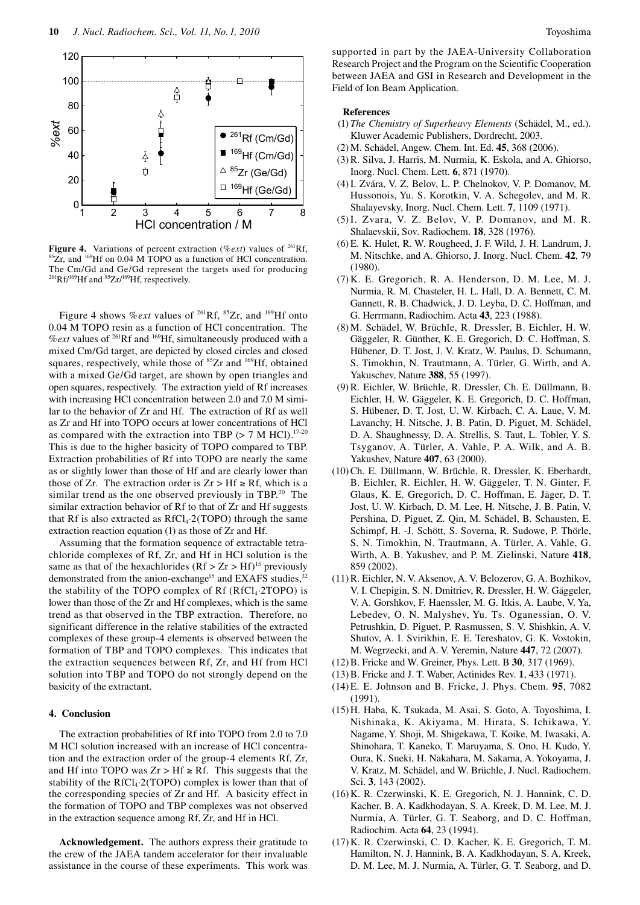120

100

80

%ext 60

40

20

0

1 2 3 4 5 6 7 8

HCl concentration / M

● $^{261}$Rf (Cm/Gd)

■ $^{169}$Hf (Cm/Gd)

△ $^{85}$Zr (Ge/Gd)

□ $^{169}$Hf (Ge/Gd)

**Figure 4.** Variations of percent extraction (*%ext*) values of $^{261}$Rf, $^{85}$Zr, and $^{169}$Hf on 0.04 M TOPO as a function of HCl concentration. The Cm/Gd and Ge/Gd represent the targets used for producing $^{261}$Rf/$^{169}$Hf and $^{85}$Zr/$^{169}$Hf, respectively.

Figure 4 shows *%ext* values of $^{261}$Rf, $^{85}$Zr, and $^{169}$Hf onto 0.04 M TOPO resin as a function of HCl concentration. The *%ext* values of $^{261}$Rf and $^{169}$Hf, simultaneously produced with a mixed Cm/Gd target, are depicted by closed circles and closed squares, respectively, while those of $^{85}$Zr and $^{169}$Hf, obtained with a mixed Ge/Gd target, are shown by open triangles and open squares, respectively. The extraction yield of Rf increases with increasing HCl concentration between 2.0 and 7.0 M similar to the behavior of Zr and Hf. The extraction of Rf as well as Zr and Hf into TOPO occurs at lower concentrations of HCl as compared with the extraction into TBP (> 7 M HCl).[17-20] This is due to the higher basicity of TOPO compared to TBP. Extraction probabilities of Rf into TOPO are nearly the same as or slightly lower than those of Hf and are clearly lower than those of Zr. The extraction order is Zr > Hf ≥ Rf, which is a similar trend as the one observed previously in TBP.[20] The similar extraction behavior of Rf to that of Zr and Hf suggests that Rf is also extracted as $RfCl_4{\cdot}2(TOPO)$ through the same extraction reaction equation (1) as those of Zr and Hf.

Assuming that the formation sequence of extractable tetrachloride complexes of Rf, Zr, and Hf in HCl solution is the same as that of the hexachlorides (Rf > Zr > Hf)[15] previously demonstrated from the anion-exchange[15] and EXAFS studies,[32] the stability of the TOPO complex of Rf ($RfCl_4{\cdot}2TOPO$) is lower than those of the Zr and Hf complexes, which is the same trend as that observed in the TBP extraction. Therefore, no significant difference in the relative stabilities of the extracted complexes of these group-4 elements is observed between the formation of TBP and TOPO complexes. This indicates that the extraction sequences between Rf, Zr, and Hf from HCl solution into TBP and TOPO do not strongly depend on the basicity of the extractant.

## 4. Conclusion

The extraction probabilities of Rf into TOPO from 2.0 to 7.0 M HCl solution increased with an increase of HCl concentration and the extraction order of the group-4 elements Rf, Zr, and Hf into TOPO was Zr > Hf ≥ Rf. This suggests that the stability of the $RfCl_4{\cdot}2(TOPO)$ complex is lower than that of the corresponding species of Zr and Hf. A basicity effect in the formation of TOPO and TBP complexes was not observed in the extraction sequence among Rf, Zr, and Hf in HCl.

**Acknowledgement.** The authors express their gratitude to the crew of the JAEA tandem accelerator for their invaluable assistance in the course of these experiments. This work was supported in part by the JAEA-University Collaboration Research Project and the Program on the Scientific Cooperation between JAEA and GSI in Research and Development in the Field of Ion Beam Application.

### References

(1) *The Chemistry of Superheavy Elements* (Schädel, M., ed.). Kluwer Academic Publishers, Dordrecht, 2003.

(2) M. Schädel, Angew. Chem. Int. Ed. **45**, 368 (2006).

(3) R. Silva, J. Harris, M. Nurmia, K. Eskola, and A. Ghiorso, Inorg. Nucl. Chem. Lett. **6**, 871 (1970).

(4) I. Zvára, V. Z. Belov, L. P. Chelnokov, V. P. Domanov, M. Hussonois, Yu. S. Korotkin, V. A. Schegolev, and M. R. Shalayevsky, Inorg. Nucl. Chem. Lett. **7**, 1109 (1971).

(5) I. Zvara, V. Z. Belov, V. P. Domanov, and M. R. Shalaevskii, Sov. Radiochem. **18**, 328 (1976).

(6) E. K. Hulet, R. W. Rougheed, J. F. Wild, J. H. Landrum, J. M. Nitschke, and A. Ghiorso, J. Inorg. Nucl. Chem. **42**, 79 (1980).

(7) K. E. Gregorich, R. A. Henderson, D. M. Lee, M. J. Nurmia, R. M. Chasteler, H. L. Hall, D. A. Bennett, C. M. Gannett, R. B. Chadwick, J. D. Leyba, D. C. Hoffman, and G. Herrmann, Radiochim. Acta **43**, 223 (1988).

(8) M. Schädel, W. Brüchle, R. Dressler, B. Eichler, H. W. Gäggeler, R. Günther, K. E. Gregorich, D. C. Hoffman, S. Hübener, D. T. Jost, J. V. Kratz, W. Paulus, D. Schumann, S. Timokhin, N. Trautmann, A. Türler, G. Wirth, and A. Yakuschev, Nature **388**, 55 (1997).

(9) R. Eichler, W. Brüchle, R. Dressler, Ch. E. Düllmann, B. Eichler, H. W. Gäggeler, K. E. Gregorich, D. C. Hoffman, S. Hübener, D. T. Jost, U. W. Kirbach, C. A. Laue, V. M. Lavanchy, H. Nitsche, J. B. Patin, D. Piguet, M. Schädel, D. A. Shaughnessy, D. A. Strellis, S. Taut, L. Tobler, Y. S. Tsyganov, A. Türler, A. Vahle, P. A. Wilk, and A. B. Yakushev, Nature **407**, 63 (2000).

(10) Ch. E. Düllmann, W. Brüchle, R. Dressler, K. Eberhardt, B. Eichler, R. Eichler, H. W. Gäggeler, T. N. Ginter, F. Glaus, K. E. Gregorich, D. C. Hoffman, E. Jäger, D. T. Jost, U. W. Kirbach, D. M. Lee, H. Nitsche, J. B. Patin, V. Pershina, D. Piguet, Z. Qin, M. Schädel, B. Schausten, E. Schimpf, H. -J. Schött, S. Soverna, R. Sudowe, P. Thörle, S. N. Timokhin, N. Trautmann, A. Türler, A. Vahle, G. Wirth, A. B. Yakushev, and P. M. Zielinski, Nature **418**, 859 (2002).

(11) R. Eichler, N. V. Aksenov, A. V. Belozerov, G. A. Bozhikov, V. I. Chepigin, S. N. Dmitriev, R. Dressler, H. W. Gäggeler, V. A. Gorshkov, F. Haenssler, M. G. Itkis, A. Laube, V. Ya, Lebedev, O. N. Malyshev, Yu. Ts. Oganessian, O. V. Petrushkin, D. Piguet, P. Rasmussen, S. V. Shishkin, A. V. Shutov, A. I. Svirikhin, E. E. Tereshatov, G. K. Vostokin, M. Wegrzecki, and A. V. Yeremin, Nature **447**, 72 (2007).

(12) B. Fricke and W. Greiner, Phys. Lett. B **30**, 317 (1969).

(13) B. Fricke and J. T. Waber, Actinides Rev. **1**, 433 (1971).

(14) E. E. Johnson and B. Fricke, J. Phys. Chem. **95**, 7082 (1991).

(15) H. Haba, K. Tsukada, M. Asai, S. Goto, A. Toyoshima, I. Nishinaka, K. Akiyama, M. Hirata, S. Ichikawa, Y. Nagame, Y. Shoji, M. Shigekawa, T. Koike, M. Iwasaki, A. Shinohara, T. Kaneko, T. Maruyama, S. Ono, H. Kudo, Y. Oura, K. Sueki, H. Nakahara, M. Sakama, A. Yokoyama, J. V. Kratz, M. Schädel, and W. Brüchle, J. Nucl. Radiochem. Sci. **3**, 143 (2002).

(16) K. R. Czerwinski, K. E. Gregorich, N. J. Hannink, C. D. Kacher, B. A. Kadkhodayan, S. A. Kreek, D. M. Lee, M. J. Nurmia, A. Türler, G. T. Seaborg, and D. C. Hoffman, Radiochim. Acta **64**, 23 (1994).

(17) K. R. Czerwinski, C. D. Kacher, K. E. Gregorich, T. M. Hamilton, N. J. Hannink, B. A. Kadkhodayan, S. A. Kreek, D. M. Lee, M. J. Nurmia, A. Türler, G. T. Seaborg, and D.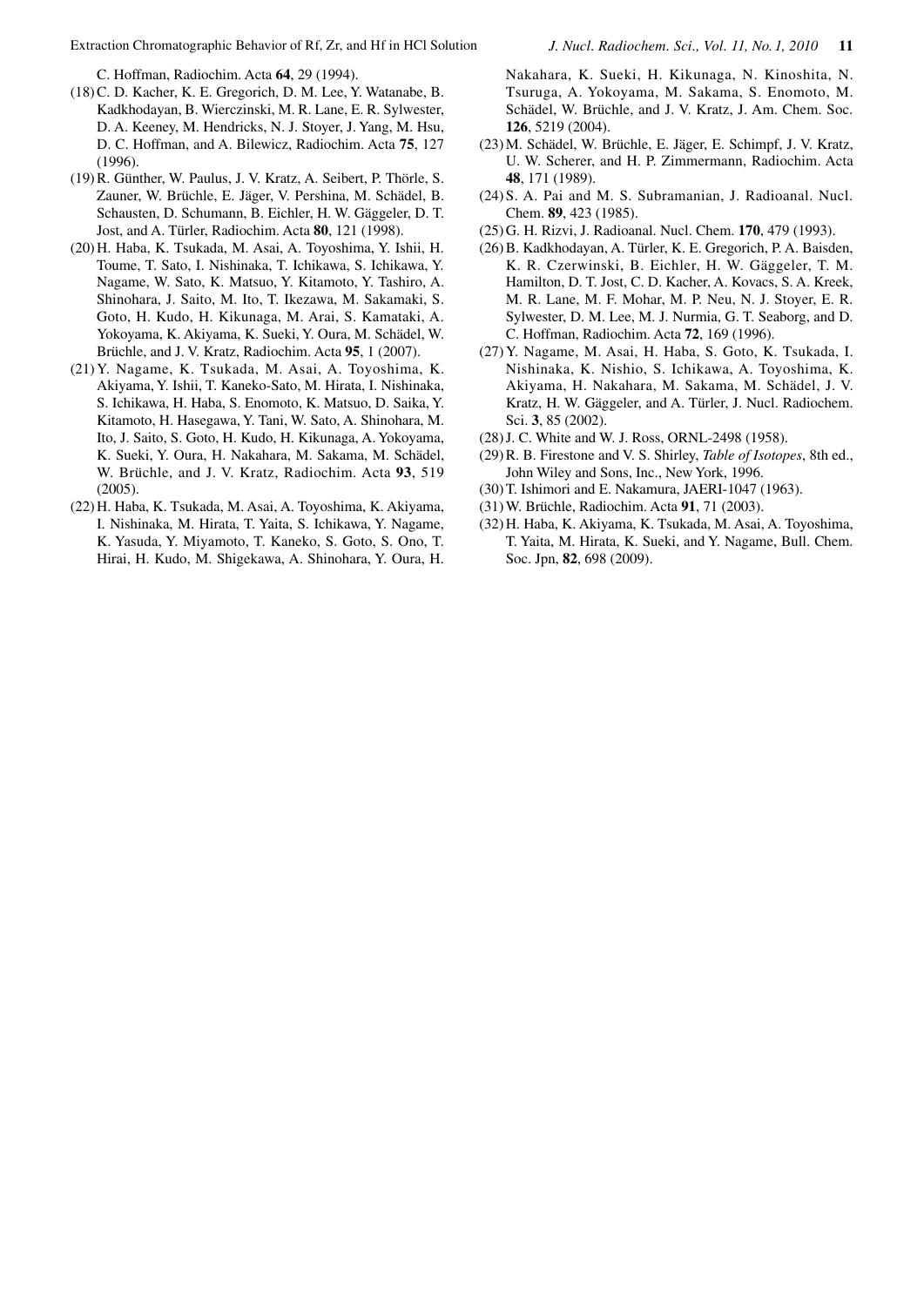C. Hoffman, Radiochim. Acta **64**, 29 (1994).

(18) C. D. Kacher, K. E. Gregorich, D. M. Lee, Y. Watanabe, B. Kadkhodayan, B. Wierczinski, M. R. Lane, E. R. Sylwester, D. A. Keeney, M. Hendricks, N. J. Stoyer, J. Yang, M. Hsu, D. C. Hoffman, and A. Bilewicz, Radiochim. Acta **75**, 127 (1996).

(19) R. Günther, W. Paulus, J. V. Kratz, A. Seibert, P. Thörle, S. Zauner, W. Brüchle, E. Jäger, V. Pershina, M. Schädel, B. Schausten, D. Schumann, B. Eichler, H. W. Gäggeler, D. T. Jost, and A. Türler, Radiochim. Acta **80**, 121 (1998).

(20) H. Haba, K. Tsukada, M. Asai, A. Toyoshima, Y. Ishii, H. Toume, T. Sato, I. Nishinaka, T. Ichikawa, S. Ichikawa, Y. Nagame, W. Sato, K. Matsuo, Y. Kitamoto, Y. Tashiro, A. Shinohara, J. Saito, M. Ito, T. Ikezawa, M. Sakamaki, S. Goto, H. Kudo, H. Kikunaga, M. Arai, S. Kamataki, A. Yokoyama, K. Akiyama, K. Sueki, Y. Oura, M. Schädel, W. Brüchle, and J. V. Kratz, Radiochim. Acta **95**, 1 (2007).

(21) Y. Nagame, K. Tsukada, M. Asai, A. Toyoshima, K. Akiyama, Y. Ishii, T. Kaneko-Sato, M. Hirata, I. Nishinaka, S. Ichikawa, H. Haba, S. Enomoto, K. Matsuo, D. Saika, Y. Kitamoto, H. Hasegawa, Y. Tani, W. Sato, A. Shinohara, M. Ito, J. Saito, S. Goto, H. Kudo, H. Kikunaga, A. Yokoyama, K. Sueki, Y. Oura, H. Nakahara, M. Sakama, M. Schädel, W. Brüchle, and J. V. Kratz, Radiochim. Acta **93**, 519 (2005).

(22) H. Haba, K. Tsukada, M. Asai, A. Toyoshima, K. Akiyama, I. Nishinaka, M. Hirata, T. Yaita, S. Ichikawa, Y. Nagame, K. Yasuda, Y. Miyamoto, T. Kaneko, S. Goto, S. Ono, T. Hirai, H. Kudo, M. Shigekawa, A. Shinohara, Y. Oura, H. Nakahara, K. Sueki, H. Kikunaga, N. Kinoshita, N. Tsuruga, A. Yokoyama, M. Sakama, S. Enomoto, M. Schädel, W. Brüchle, and J. V. Kratz, J. Am. Chem. Soc. **126**, 5219 (2004).

(23) M. Schädel, W. Brüchle, E. Jäger, E. Schimpf, J. V. Kratz, U. W. Scherer, and H. P. Zimmermann, Radiochim. Acta **48**, 171 (1989).

(24) S. A. Pai and M. S. Subramanian, J. Radioanal. Nucl. Chem. **89**, 423 (1985).

(25) G. H. Rizvi, J. Radioanal. Nucl. Chem. **170**, 479 (1993).

(26) B. Kadkhodayan, A. Türler, K. E. Gregorich, P. A. Baisden, K. R. Czerwinski, B. Eichler, H. W. Gäggeler, T. M. Hamilton, D. T. Jost, C. D. Kacher, A. Kovacs, S. A. Kreek, M. R. Lane, M. F. Mohar, M. P. Neu, N. J. Stoyer, E. R. Sylwester, D. M. Lee, M. J. Nurmia, G. T. Seaborg, and D. C. Hoffman, Radiochim. Acta **72**, 169 (1996).

(27) Y. Nagame, M. Asai, H. Haba, S. Goto, K. Tsukada, I. Nishinaka, K. Nishio, S. Ichikawa, A. Toyoshima, K. Akiyama, H. Nakahara, M. Sakama, M. Schädel, J. V. Kratz, H. W. Gäggeler, and A. Türler, J. Nucl. Radiochem. Sci. **3**, 85 (2002).

(28) J. C. White and W. J. Ross, ORNL-2498 (1958).

(29) R. B. Firestone and V. S. Shirley, *Table of Isotopes*, 8th ed., John Wiley and Sons, Inc., New York, 1996.

(30) T. Ishimori and E. Nakamura, JAERI-1047 (1963).

(31) W. Brüchle, Radiochim. Acta **91**, 71 (2003).

(32) H. Haba, K. Akiyama, K. Tsukada, M. Asai, A. Toyoshima, T. Yaita, M. Hirata, K. Sueki, and Y. Nagame, Bull. Chem. Soc. Jpn, **82**, 698 (2009).